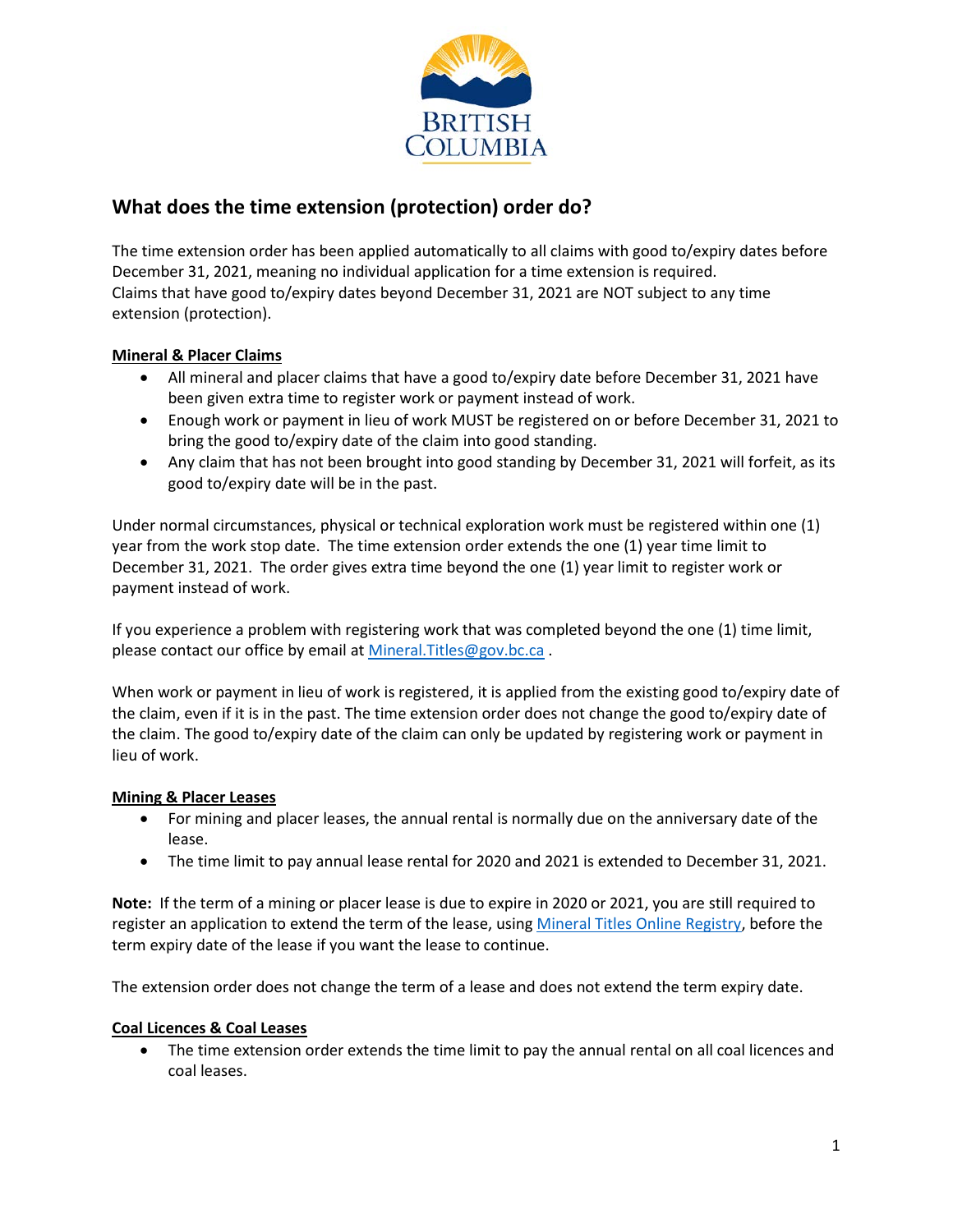## What does the time extension (protection) order do?

The time extension order has been applied automatically to all claims with good to/expiry dates before December 31, 2021, meaning no individual application for a time extension is required.
Claims that have good to/expiry dates beyond December 31, 2021 are NOT subject to any time extension (protection).

**Mineral & Placer Claims**

- All mineral and placer claims that have a good to/expiry date before December 31, 2021 have been given extra time to register work or payment instead of work.
- Enough work or payment in lieu of work MUST be registered on or before December 31, 2021 to bring the good to/expiry date of the claim into good standing.
- Any claim that has not been brought into good standing by December 31, 2021 will forfeit, as its good to/expiry date will be in the past.

Under normal circumstances, physical or technical exploration work must be registered within one (1) year from the work stop date. The time extension order extends the one (1) year time limit to December 31, 2021. The order gives extra time beyond the one (1) year limit to register work or payment instead of work.

If you experience a problem with registering work that was completed beyond the one (1) time limit, please contact our office by email at Mineral.Titles@gov.bc.ca .

When work or payment in lieu of work is registered, it is applied from the existing good to/expiry date of the claim, even if it is in the past. The time extension order does not change the good to/expiry date of the claim. The good to/expiry date of the claim can only be updated by registering work or payment in lieu of work.

**Mining & Placer Leases**

- For mining and placer leases, the annual rental is normally due on the anniversary date of the lease.
- The time limit to pay annual lease rental for 2020 and 2021 is extended to December 31, 2021.

**Note:** If the term of a mining or placer lease is due to expire in 2020 or 2021, you are still required to register an application to extend the term of the lease, using Mineral Titles Online Registry, before the term expiry date of the lease if you want the lease to continue.

The extension order does not change the term of a lease and does not extend the term expiry date.

**Coal Licences & Coal Leases**

- The time extension order extends the time limit to pay the annual rental on all coal licences and coal leases.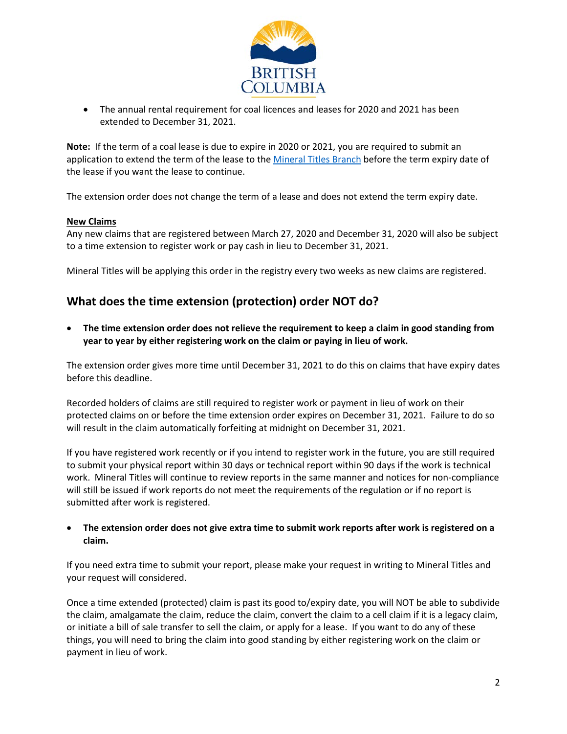- The annual rental requirement for coal licences and leases for 2020 and 2021 has been extended to December 31, 2021.

**Note:** If the term of a coal lease is due to expire in 2020 or 2021, you are required to submit an application to extend the term of the lease to the Mineral Titles Branch before the term expiry date of the lease if you want the lease to continue.

The extension order does not change the term of a lease and does not extend the term expiry date.

**New Claims**

Any new claims that are registered between March 27, 2020 and December 31, 2020 will also be subject to a time extension to register work or pay cash in lieu to December 31, 2021.

Mineral Titles will be applying this order in the registry every two weeks as new claims are registered.

## What does the time extension (protection) order NOT do?

- **The time extension order does not relieve the requirement to keep a claim in good standing from year to year by either registering work on the claim or paying in lieu of work.**

The extension order gives more time until December 31, 2021 to do this on claims that have expiry dates before this deadline.

Recorded holders of claims are still required to register work or payment in lieu of work on their protected claims on or before the time extension order expires on December 31, 2021. Failure to do so will result in the claim automatically forfeiting at midnight on December 31, 2021.

If you have registered work recently or if you intend to register work in the future, you are still required to submit your physical report within 30 days or technical report within 90 days if the work is technical work. Mineral Titles will continue to review reports in the same manner and notices for non-compliance will still be issued if work reports do not meet the requirements of the regulation or if no report is submitted after work is registered.

- **The extension order does not give extra time to submit work reports after work is registered on a claim.**

If you need extra time to submit your report, please make your request in writing to Mineral Titles and your request will considered.

Once a time extended (protected) claim is past its good to/expiry date, you will NOT be able to subdivide the claim, amalgamate the claim, reduce the claim, convert the claim to a cell claim if it is a legacy claim, or initiate a bill of sale transfer to sell the claim, or apply for a lease. If you want to do any of these things, you will need to bring the claim into good standing by either registering work on the claim or payment in lieu of work.